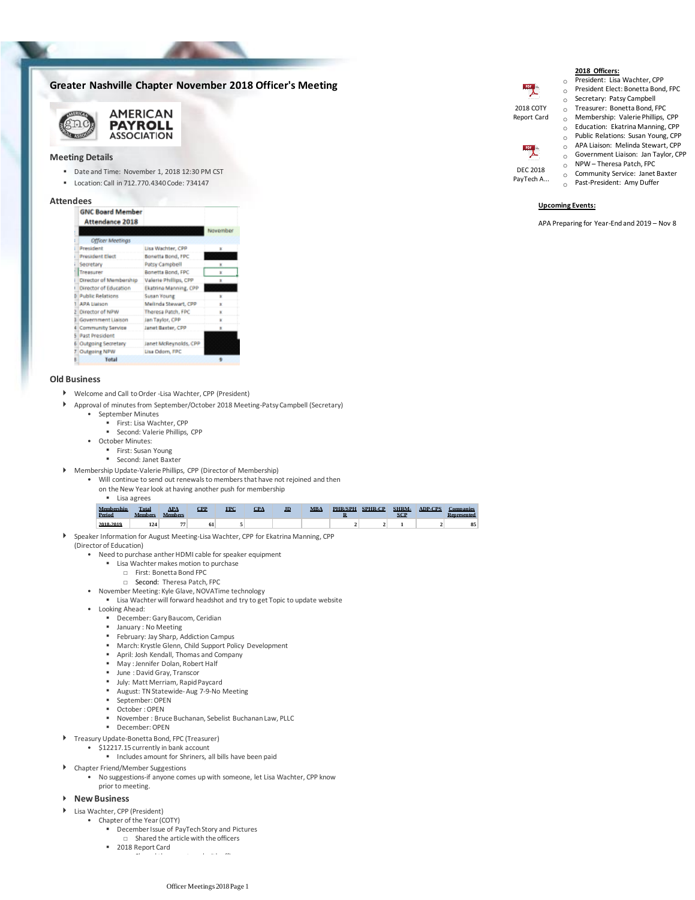# Greater Nashville Chapter November 2018 Officer's Meeting

2018 COTY Report Card

DEC 2018 PayTech A...

**2018 Officers:**

- President: Lisa Wachter, CPP
- President Elect: Bonetta Bond, FPC
- Secretary: Patsy Campbell
- Treasurer: Bonetta Bond, FPC
- Membership: Valerie Phillips, CPP
- Education: Ekatrina Manning, CPP
- Public Relations: Susan Young, CPP
- APA Liaison: Melinda Stewart, CPP
- Government Liaison: Jan Taylor, CPP
- NPW – Theresa Patch, FPC
- Community Service: Janet Baxter
- Past-President: Amy Duffer

**Upcoming Events:**

APA Preparing for Year-End and 2019 – Nov 8

## Meeting Details

- Date and Time: November 1, 2018 12:30 PM CST
- Location: Call in 712.770.4340 Code: 734147

## Attendees

| GNC Board Member Attendance 2018 | | |
|---|---|---|
| | | November |
| Officer Meetings | | |
| President | Lisa Wachter, CPP | x |
| President Elect | Bonetta Bond, FPC | |
| Secretary | Patsy Campbell | x |
| Treasurer | Bonetta Bond, FPC | x |
| Director of Membership | Valerie Phillips, CPP | x |
| Director of Education | Ekatrina Manning, CPP | |
| Public Relations | Susan Young | x |
| APA Liaison | Melinda Stewart, CPP | x |
| Director of NPW | Theresa Patch, FPC | x |
| Government Liaison | Jan Taylor, CPP | x |
| Community Service | Janet Baxter, CPP | x |
| Past President | | |
| Outgoing Secretary | Janet McReynolds, CPP | |
| Outgoing NPW | Lisa Odom, FPC | |
| Total | | 9 |

## Old Business

- Welcome and Call to Order -Lisa Wachter, CPP (President)
- Approval of minutes from September/October 2018 Meeting-Patsy Campbell (Secretary)
  - September Minutes
    - First: Lisa Wachter, CPP
    - Second: Valerie Phillips, CPP
  - October Minutes:
    - First: Susan Young
    - Second: Janet Baxter
- Membership Update-Valerie Phillips, CPP (Director of Membership)
  - Will continue to send out renewals to members that have not rejoined and then on the New Year look at having another push for membership
    - Lisa agrees

| Membership Period | Total Members | APA Members | CPP | FPC | CPA | JD | MBA | PHR/SPHR | SPHR-CP | SHRM-SCP | ADP-CPS | Companies Represented |
|---|---|---|---|---|---|---|---|---|---|---|---|---|
| 2018-2019 | 124 | 77 | 61 | 5 | | | | 2 | 2 | 1 | 2 | 85 |

- Speaker Information for August Meeting-Lisa Wachter, CPP for Ekatrina Manning, CPP (Director of Education)
  - Need to purchase anther HDMI cable for speaker equipment
    - Lisa Wachter makes motion to purchase
      - First: Bonetta Bond FPC
      - Second: Theresa Patch, FPC
  - November Meeting: Kyle Glave, NOVATime technology
    - Lisa Wachter will forward headshot and try to get Topic to update website
  - Looking Ahead:
    - December: Gary Baucom, Ceridian
    - January : No Meeting
    - February: Jay Sharp, Addiction Campus
    - March: Krystle Glenn, Child Support Policy Development
    - April: Josh Kendall, Thomas and Company
    - May : Jennifer Dolan, Robert Half
    - June : David Gray, Transcor
    - July: Matt Merriam, Rapid Paycard
    - August: TN Statewide- Aug 7-9-No Meeting
    - September: OPEN
    - October : OPEN
    - November : Bruce Buchanan, Sebelist Buchanan Law, PLLC
    - December: OPEN
- Treasury Update-Bonetta Bond, FPC (Treasurer)
  - $12217.15 currently in bank account
    - Includes amount for Shriners, all bills have been paid
- Chapter Friend/Member Suggestions
  - No suggestions-if anyone comes up with someone, let Lisa Wachter, CPP know prior to meeting.

## New Business

- Lisa Wachter, CPP (President)
  - Chapter of the Year (COTY)
    - December Issue of PayTech Story and Pictures
      - Shared the article with the officers
    - 2018 Report Card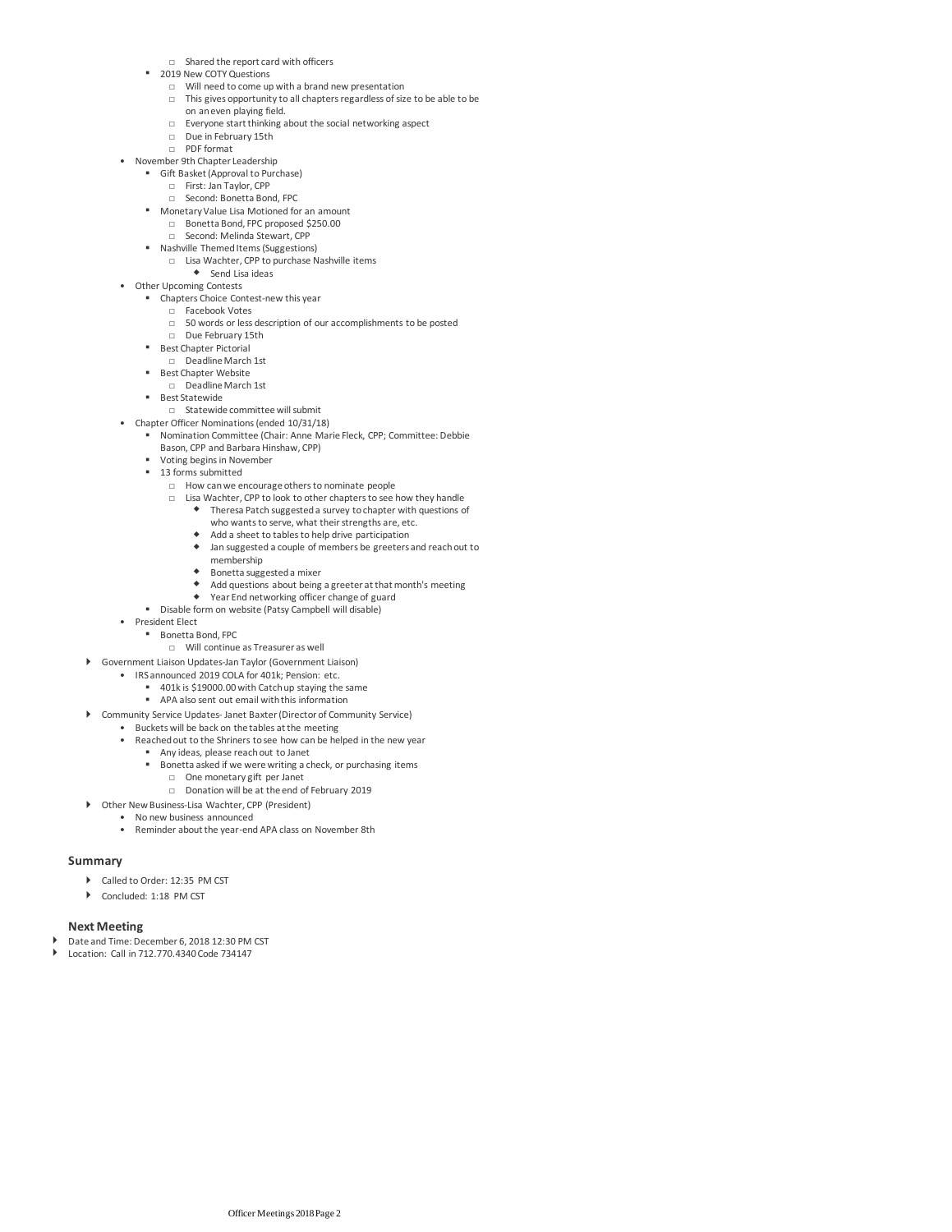- Shared the report card with officers
    - 2019 New COTY Questions
      - Will need to come up with a brand new presentation
      - This gives opportunity to all chapters regardless of size to be able to be on an even playing field.
      - Everyone start thinking about the social networking aspect
      - Due in February 15th
      - PDF format
  - November 9th Chapter Leadership
    - Gift Basket (Approval to Purchase)
      - First: Jan Taylor, CPP
      - Second: Bonetta Bond, FPC
    - Monetary Value Lisa Motioned for an amount
      - Bonetta Bond, FPC proposed $250.00
      - Second: Melinda Stewart, CPP
    - Nashville Themed Items (Suggestions)
      - Lisa Wachter, CPP to purchase Nashville items
        - Send Lisa ideas
  - Other Upcoming Contests
    - Chapters Choice Contest-new this year
      - Facebook Votes
      - 50 words or less description of our accomplishments to be posted
      - Due February 15th
    - Best Chapter Pictorial
      - Deadline March 1st
    - Best Chapter Website
      - Deadline March 1st
    - Best Statewide
      - Statewide committee will submit
  - Chapter Officer Nominations (ended 10/31/18)
    - Nomination Committee (Chair: Anne Marie Fleck, CPP; Committee: Debbie Bason, CPP and Barbara Hinshaw, CPP)
    - Voting begins in November
    - 13 forms submitted
      - How can we encourage others to nominate people
      - Lisa Wachter, CPP to look to other chapters to see how they handle
        - Theresa Patch suggested a survey to chapter with questions of who wants to serve, what their strengths are, etc.
        - Add a sheet to tables to help drive participation
        - Jan suggested a couple of members be greeters and reach out to membership
        - Bonetta suggested a mixer
        - Add questions about being a greeter at that month's meeting
        - Year End networking officer change of guard
    - Disable form on website (Patsy Campbell will disable)
  - President Elect
    - Bonetta Bond, FPC
      - Will continue as Treasurer as well
- Government Liaison Updates-Jan Taylor (Government Liaison)
  - IRS announced 2019 COLA for 401k; Pension: etc.
    - 401k is $19000.00 with Catch up staying the same
    - APA also sent out email with this information
- Community Service Updates- Janet Baxter (Director of Community Service)
  - Buckets will be back on the tables at the meeting
  - Reached out to the Shriners to see how can be helped in the new year
    - Any ideas, please reach out to Janet
    - Bonetta asked if we were writing a check, or purchasing items
      - One monetary gift per Janet
      - Donation will be at the end of February 2019
- Other New Business-Lisa Wachter, CPP (President)
  - No new business announced
  - Reminder about the year-end APA class on November 8th

## Summary

- Called to Order: 12:35 PM CST
- Concluded: 1:18 PM CST

## Next Meeting

- Date and Time: December 6, 2018 12:30 PM CST
- Location: Call in 712.770.4340 Code 734147